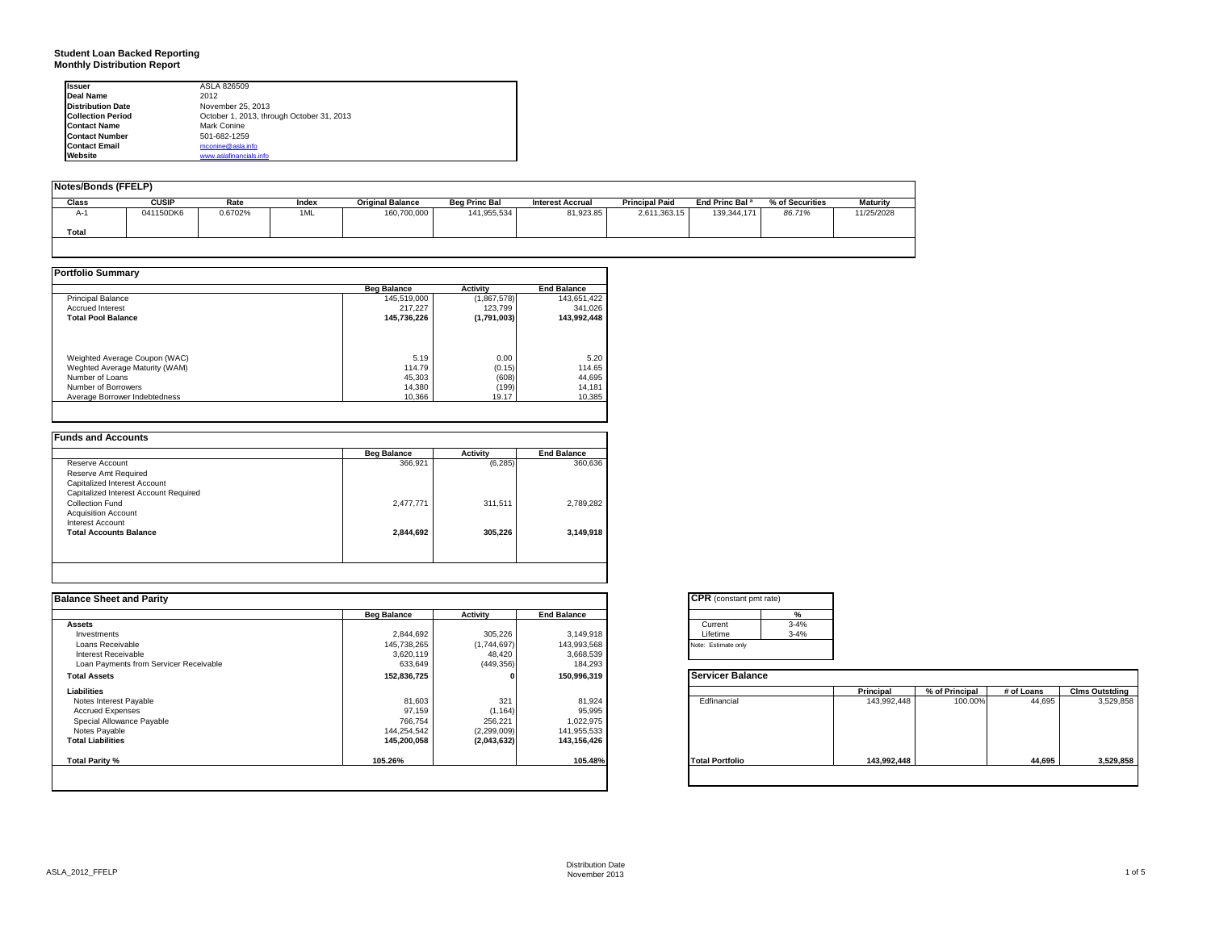**Student Loan Backed Reporting**
**Monthly Distribution Report**

| | |
|---|---|
| **Issuer** | ASLA 826509 |
| **Deal Name** | 2012 |
| **Distribution Date** | November 25, 2013 |
| **Collection Period** | October 1, 2013, through October 31, 2013 |
| **Contact Name** | Mark Conine |
| **Contact Number** | 501-682-1259 |
| **Contact Email** | mconine@asla.info |
| **Website** | www.aslafinancials.info |

**Notes/Bonds (FFELP)**

| Class | CUSIP | Rate | Index | Original Balance | Beg Princ Bal | Interest Accrual | Principal Paid | End Princ Bal ᵃ | % of Securities | Maturity |
|---|---|---|---|---|---|---|---|---|---|---|
| A-1 | 041150DK6 | 0.6702% | 1ML | 160,700,000 | 141,955,534 | 81,923.85 | 2,611,363.15 | 139,344,171 | *86.71%* | 11/25/2028 |
| **Total** | | | | | | | | | | |

**Portfolio Summary**

| | Beg Balance | Activity | End Balance |
|---|---|---|---|
| Principal Balance | 145,519,000 | (1,867,578) | 143,651,422 |
| Accrued Interest | 217,227 | 123,799 | 341,026 |
| **Total Pool Balance** | **145,736,226** | **(1,791,003)** | **143,992,448** |
| Weighted Average Coupon (WAC) | 5.19 | 0.00 | 5.20 |
| Weghted Average Maturity (WAM) | 114.79 | (0.15) | 114.65 |
| Number of Loans | 45,303 | (608) | 44,695 |
| Number of Borrowers | 14,380 | (199) | 14,181 |
| Average Borrower Indebtedness | 10,366 | 19.17 | 10,385 |

**Funds and Accounts**

| | Beg Balance | Activity | End Balance |
|---|---|---|---|
| Reserve Account | 366,921 | (6,285) | 360,636 |
| Reserve Amt Required | | | |
| Capitalized Interest Account | | | |
| Capitalized Interest Account Required | | | |
| Collection Fund | 2,477,771 | 311,511 | 2,789,282 |
| Acquisition Account | | | |
| Interest Account | | | |
| **Total Accounts Balance** | **2,844,692** | **305,226** | **3,149,918** |

**Balance Sheet and Parity**

| | Beg Balance | Activity | End Balance |
|---|---|---|---|
| **Assets** | | | |
| Investments | 2,844,692 | 305,226 | 3,149,918 |
| Loans Receivable | 145,738,265 | (1,744,697) | 143,993,568 |
| Interest Receivable | 3,620,119 | 48,420 | 3,668,539 |
| Loan Payments from Servicer Receivable | 633,649 | (449,356) | 184,293 |
| **Total Assets** | **152,836,725** | **0** | **150,996,319** |
| **Liabilities** | | | |
| Notes Interest Payable | 81,603 | 321 | 81,924 |
| Accrued Expenses | 97,159 | (1,164) | 95,995 |
| Special Allowance Payable | 766,754 | 256,221 | 1,022,975 |
| Notes Payable | 144,254,542 | (2,299,009) | 141,955,533 |
| **Total Liabilities** | **145,200,058** | **(2,043,632)** | **143,156,426** |
| **Total Parity %** | **105.26%** | | **105.48%** |

**CPR** (constant pmt rate)

| | % |
|---|---|
| Current | 3-4% |
| Lifetime | 3-4% |

Note: Estimate only

**Servicer Balance**

| | Principal | % of Principal | # of Loans | Clms Outstding |
|---|---|---|---|---|
| Edfinancial | 143,992,448 | 100.00% | 44,695 | 3,529,858 |
| **Total Portfolio** | **143,992,448** | | **44,695** | **3,529,858** |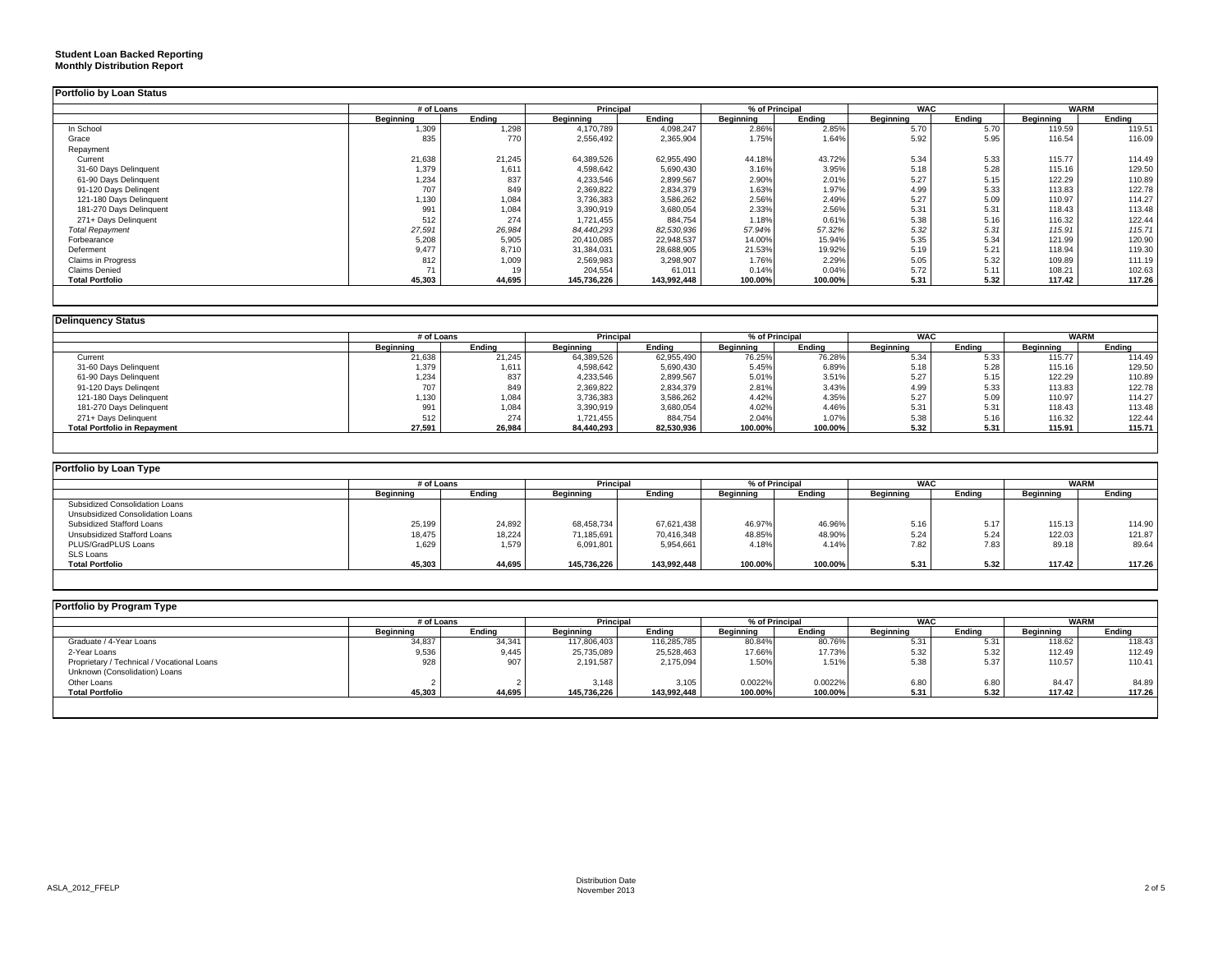**Student Loan Backed Reporting**
**Monthly Distribution Report**

### Portfolio by Loan Status

| | # of Loans | | Principal | | % of Principal | | WAC | | WARM | |
|---|---|---|---|---|---|---|---|---|---|---|
| | Beginning | Ending | Beginning | Ending | Beginning | Ending | Beginning | Ending | Beginning | Ending |
| In School | 1,309 | 1,298 | 4,170,789 | 4,098,247 | 2.86% | 2.85% | 5.70 | 5.70 | 119.59 | 119.51 |
| Grace | 835 | 770 | 2,556,492 | 2,365,904 | 1.75% | 1.64% | 5.92 | 5.95 | 116.54 | 116.09 |
| Repayment | | | | | | | | | | |
| Current | 21,638 | 21,245 | 64,389,526 | 62,955,490 | 44.18% | 43.72% | 5.34 | 5.33 | 115.77 | 114.49 |
| 31-60 Days Delinquent | 1,379 | 1,611 | 4,598,642 | 5,690,430 | 3.16% | 3.95% | 5.18 | 5.28 | 115.16 | 129.50 |
| 61-90 Days Delinquent | 1,234 | 837 | 4,233,546 | 2,899,567 | 2.90% | 2.01% | 5.27 | 5.15 | 122.29 | 110.89 |
| 91-120 Days Delingent | 707 | 849 | 2,369,822 | 2,834,379 | 1.63% | 1.97% | 4.99 | 5.33 | 113.83 | 122.78 |
| 121-180 Days Delinquent | 1,130 | 1,084 | 3,736,383 | 3,586,262 | 2.56% | 2.49% | 5.27 | 5.09 | 110.97 | 114.27 |
| 181-270 Days Delinquent | 991 | 1,084 | 3,390,919 | 3,680,054 | 2.33% | 2.56% | 5.31 | 5.31 | 118.43 | 113.48 |
| 271+ Days Delinquent | 512 | 274 | 1,721,455 | 884,754 | 1.18% | 0.61% | 5.38 | 5.16 | 116.32 | 122.44 |
| *Total Repayment* | *27,591* | *26,984* | *84,440,293* | *82,530,936* | *57.94%* | *57.32%* | *5.32* | *5.31* | *115.91* | *115.71* |
| Forbearance | 5,208 | 5,905 | 20,410,085 | 22,948,537 | 14.00% | 15.94% | 5.35 | 5.34 | 121.99 | 120.90 |
| Deferment | 9,477 | 8,710 | 31,384,031 | 28,688,905 | 21.53% | 19.92% | 5.19 | 5.21 | 118.94 | 119.30 |
| Claims in Progress | 812 | 1,009 | 2,569,983 | 3,298,907 | 1.76% | 2.29% | 5.05 | 5.32 | 109.89 | 111.19 |
| Claims Denied | 71 | 19 | 204,554 | 61,011 | 0.14% | 0.04% | 5.72 | 5.11 | 108.21 | 102.63 |
| **Total Portfolio** | **45,303** | **44,695** | **145,736,226** | **143,992,448** | **100.00%** | **100.00%** | **5.31** | **5.32** | **117.42** | **117.26** |

### Delinquency Status

| | # of Loans | | Principal | | % of Principal | | WAC | | WARM | |
|---|---|---|---|---|---|---|---|---|---|---|
| | Beginning | Ending | Beginning | Ending | Beginning | Ending | Beginning | Ending | Beginning | Ending |
| Current | 21,638 | 21,245 | 64,389,526 | 62,955,490 | 76.25% | 76.28% | 5.34 | 5.33 | 115.77 | 114.49 |
| 31-60 Days Delinquent | 1,379 | 1,611 | 4,598,642 | 5,690,430 | 5.45% | 6.89% | 5.18 | 5.28 | 115.16 | 129.50 |
| 61-90 Days Delinquent | 1,234 | 837 | 4,233,546 | 2,899,567 | 5.01% | 3.51% | 5.27 | 5.15 | 122.29 | 110.89 |
| 91-120 Days Delingent | 707 | 849 | 2,369,822 | 2,834,379 | 2.81% | 3.43% | 4.99 | 5.33 | 113.83 | 122.78 |
| 121-180 Days Delinquent | 1,130 | 1,084 | 3,736,383 | 3,586,262 | 4.42% | 4.35% | 5.27 | 5.09 | 110.97 | 114.27 |
| 181-270 Days Delinquent | 991 | 1,084 | 3,390,919 | 3,680,054 | 4.02% | 4.46% | 5.31 | 5.31 | 118.43 | 113.48 |
| 271+ Days Delinquent | 512 | 274 | 1,721,455 | 884,754 | 2.04% | 1.07% | 5.38 | 5.16 | 116.32 | 122.44 |
| **Total Portfolio in Repayment** | **27,591** | **26,984** | **84,440,293** | **82,530,936** | **100.00%** | **100.00%** | **5.32** | **5.31** | **115.91** | **115.71** |

### Portfolio by Loan Type

| | # of Loans | | Principal | | % of Principal | | WAC | | WARM | |
|---|---|---|---|---|---|---|---|---|---|---|
| | Beginning | Ending | Beginning | Ending | Beginning | Ending | Beginning | Ending | Beginning | Ending |
| Subsidized Consolidation Loans | | | | | | | | | | |
| Unsubsidized Consolidation Loans | | | | | | | | | | |
| Subsidized Stafford Loans | 25,199 | 24,892 | 68,458,734 | 67,621,438 | 46.97% | 46.96% | 5.16 | 5.17 | 115.13 | 114.90 |
| Unsubsidized Stafford Loans | 18,475 | 18,224 | 71,185,691 | 70,416,348 | 48.85% | 48.90% | 5.24 | 5.24 | 122.03 | 121.87 |
| PLUS/GradPLUS Loans | 1,629 | 1,579 | 6,091,801 | 5,954,661 | 4.18% | 4.14% | 7.82 | 7.83 | 89.18 | 89.64 |
| SLS Loans | | | | | | | | | | |
| **Total Portfolio** | **45,303** | **44,695** | **145,736,226** | **143,992,448** | **100.00%** | **100.00%** | **5.31** | **5.32** | **117.42** | **117.26** |

### Portfolio by Program Type

| | # of Loans | | Principal | | % of Principal | | WAC | | WARM | |
|---|---|---|---|---|---|---|---|---|---|---|
| | Beginning | Ending | Beginning | Ending | Beginning | Ending | Beginning | Ending | Beginning | Ending |
| Graduate / 4-Year Loans | 34,837 | 34,341 | 117,806,403 | 116,285,785 | 80.84% | 80.76% | 5.31 | 5.31 | 118.62 | 118.43 |
| 2-Year Loans | 9,536 | 9,445 | 25,735,089 | 25,528,463 | 17.66% | 17.73% | 5.32 | 5.32 | 112.49 | 112.49 |
| Proprietary / Technical / Vocational Loans | 928 | 907 | 2,191,587 | 2,175,094 | 1.50% | 1.51% | 5.38 | 5.37 | 110.57 | 110.41 |
| Unknown (Consolidation) Loans | | | | | | | | | | |
| Other Loans | 2 | 2 | 3,148 | 3,105 | 0.0022% | 0.0022% | 6.80 | 6.80 | 84.47 | 84.89 |
| **Total Portfolio** | **45,303** | **44,695** | **145,736,226** | **143,992,448** | **100.00%** | **100.00%** | **5.31** | **5.32** | **117.42** | **117.26** |

ASLA_2012_FFELP

Distribution Date
November 2013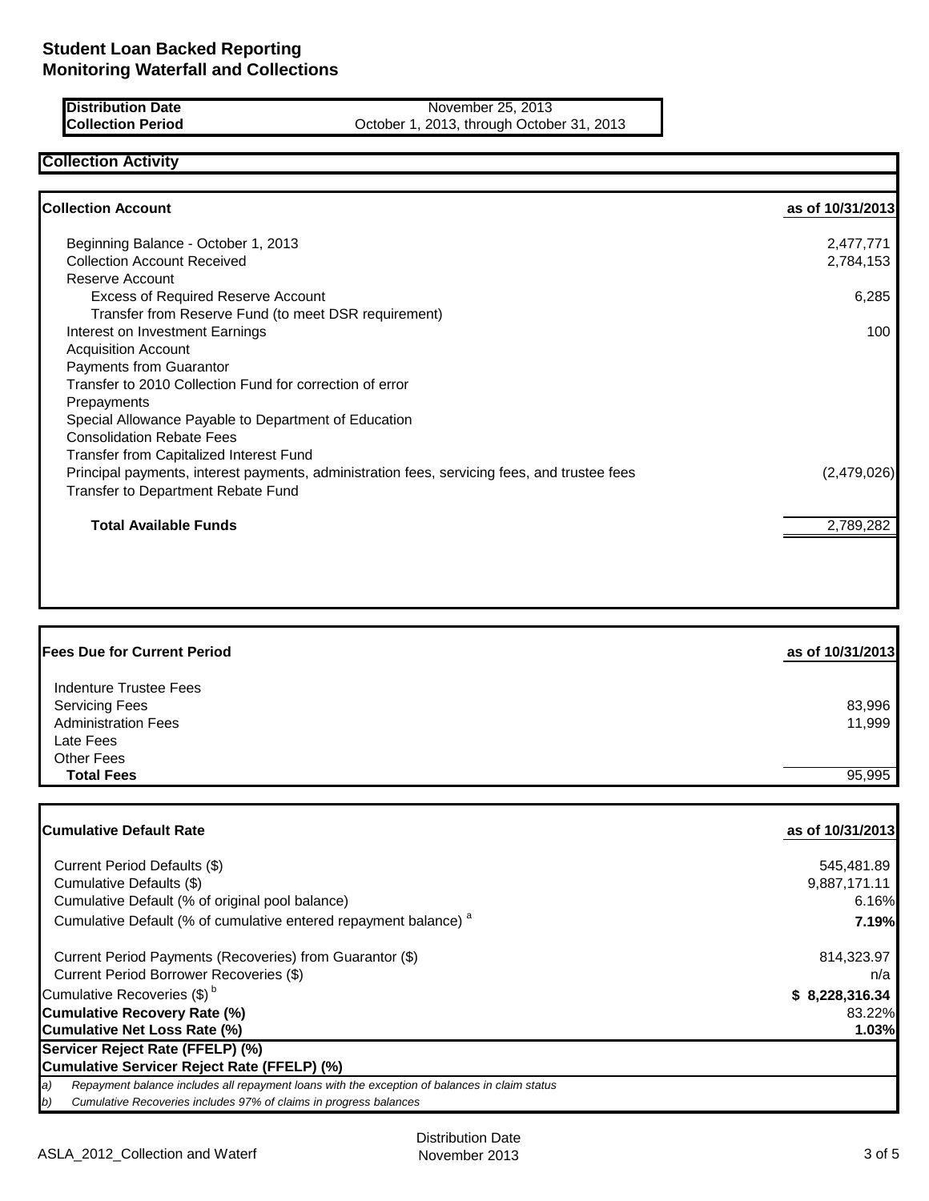# Student Loan Backed Reporting
# Monitoring Waterfall and Collections

| | |
|---|---|
| **Distribution Date** | November 25, 2013 |
| **Collection Period** | October 1, 2013, through October 31, 2013 |

## Collection Activity

| **Collection Account** | **as of 10/31/2013** |
|---|---|
| Beginning Balance - October 1, 2013 | 2,477,771 |
| Collection Account Received | 2,784,153 |
| Reserve Account | |
| Excess of Required Reserve Account | 6,285 |
| Transfer from Reserve Fund (to meet DSR requirement) | |
| Interest on Investment Earnings | 100 |
| Acquisition Account | |
| Payments from Guarantor | |
| Transfer to 2010 Collection Fund for correction of error | |
| Prepayments | |
| Special Allowance Payable to Department of Education | |
| Consolidation Rebate Fees | |
| Transfer from Capitalized Interest Fund | |
| Principal payments, interest payments, administration fees, servicing fees, and trustee fees | (2,479,026) |
| Transfer to Department Rebate Fund | |
| **Total Available Funds** | 2,789,282 |

| **Fees Due for Current Period** | **as of 10/31/2013** |
|---|---|
| Indenture Trustee Fees | |
| Servicing Fees | 83,996 |
| Administration Fees | 11,999 |
| Late Fees | |
| Other Fees | |
| **Total Fees** | 95,995 |

| **Cumulative Default Rate** | **as of 10/31/2013** |
|---|---|
| Current Period Defaults ($) | 545,481.89 |
| Cumulative Defaults ($) | 9,887,171.11 |
| Cumulative Default (% of original pool balance) | 6.16% |
| Cumulative Default (% of cumulative entered repayment balance) [a] | **7.19%** |
| Current Period Payments (Recoveries) from Guarantor ($) | 814,323.97 |
| Current Period Borrower Recoveries ($) | n/a |
| Cumulative Recoveries ($) [b] | **$ 8,228,316.34** |
| **Cumulative Recovery Rate (%)** | 83.22% |
| **Cumulative Net Loss Rate (%)** | **1.03%** |
| **Servicer Reject Rate (FFELP) (%)** | |
| **Cumulative Servicer Reject Rate (FFELP) (%)** | |

*a) Repayment balance includes all repayment loans with the exception of balances in claim status*

*b) Cumulative Recoveries includes 97% of claims in progress balances*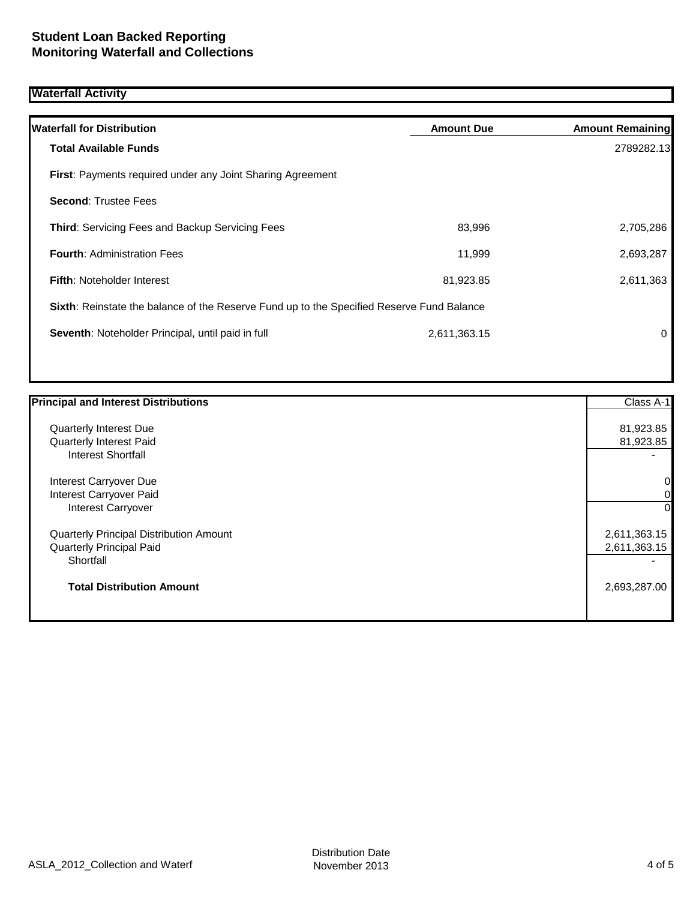# Student Loan Backed Reporting
# Monitoring Waterfall and Collections

## Waterfall Activity

| Waterfall for Distribution | Amount Due | Amount Remaining |
| --- | --- | --- |
| **Total Available Funds** | | 2789282.13 |
| **First**: Payments required under any Joint Sharing Agreement | | |
| **Second**: Trustee Fees | | |
| **Third**: Servicing Fees and Backup Servicing Fees | 83,996 | 2,705,286 |
| **Fourth**: Administration Fees | 11,999 | 2,693,287 |
| **Fifth**: Noteholder Interest | 81,923.85 | 2,611,363 |
| **Sixth**: Reinstate the balance of the Reserve Fund up to the Specified Reserve Fund Balance | | |
| **Seventh**: Noteholder Principal, until paid in full | 2,611,363.15 | 0 |

| Principal and Interest Distributions | Class A-1 |
| --- | --- |
| Quarterly Interest Due | 81,923.85 |
| Quarterly Interest Paid | 81,923.85 |
| Interest Shortfall | - |
| Interest Carryover Due | 0 |
| Interest Carryover Paid | 0 |
| Interest Carryover | 0 |
| Quarterly Principal Distribution Amount | 2,611,363.15 |
| Quarterly Principal Paid | 2,611,363.15 |
| Shortfall | - |
| **Total Distribution Amount** | 2,693,287.00 |

ASLA_2012_Collection and Waterf

Distribution Date
November 2013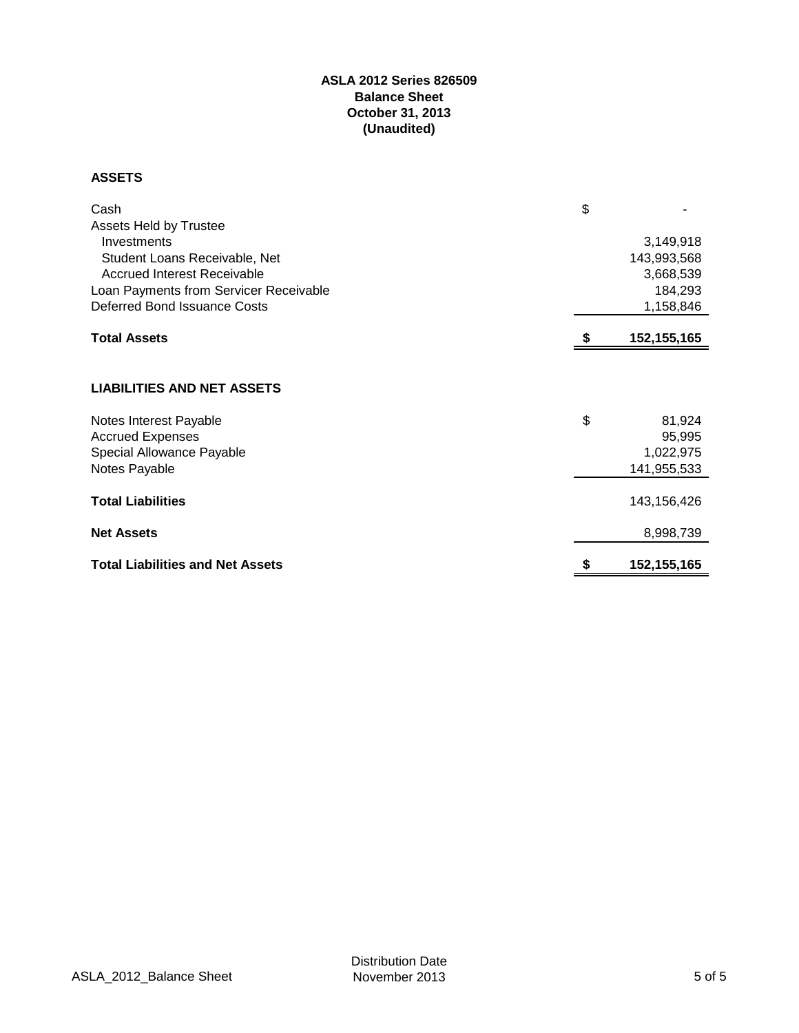# ASLA 2012 Series 826509
## Balance Sheet
## October 31, 2013
## (Unaudited)

**ASSETS**

| | | |
|---|---|---|
| Cash | $ | - |
| Assets Held by Trustee | | |
| Investments | | 3,149,918 |
| Student Loans Receivable, Net | | 143,993,568 |
| Accrued Interest Receivable | | 3,668,539 |
| Loan Payments from Servicer Receivable | | 184,293 |
| Deferred Bond Issuance Costs | | 1,158,846 |
| **Total Assets** | **$** | **152,155,165** |

**LIABILITIES AND NET ASSETS**

| | | |
|---|---|---|
| Notes Interest Payable | $ | 81,924 |
| Accrued Expenses | | 95,995 |
| Special Allowance Payable | | 1,022,975 |
| Notes Payable | | 141,955,533 |
| **Total Liabilities** | | 143,156,426 |
| **Net Assets** | | 8,998,739 |
| **Total Liabilities and Net Assets** | **$** | **152,155,165** |

ASLA_2012_Balance Sheet

Distribution Date November 2013